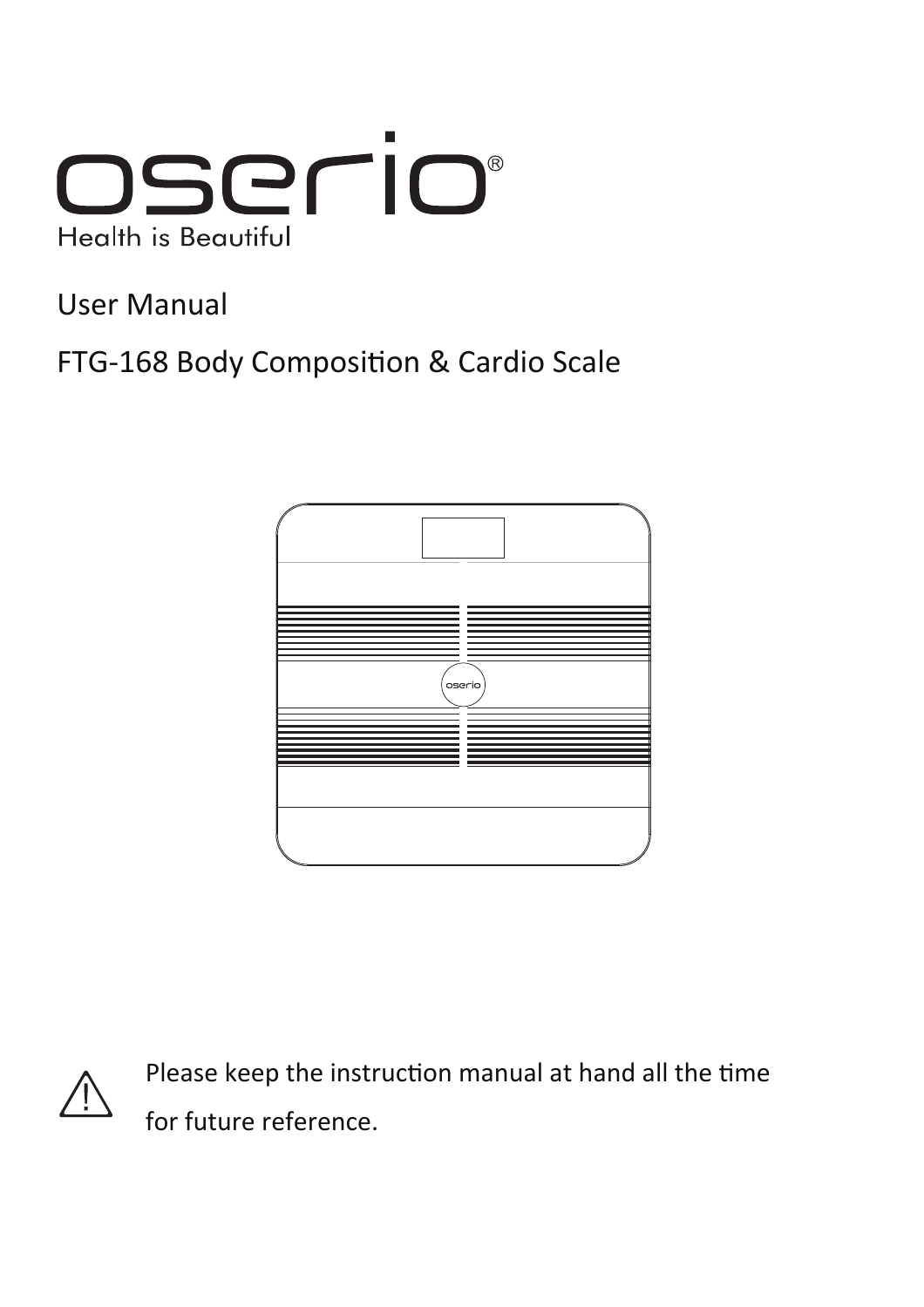# oserio®

Health is Beautiful

User Manual

FTG-168 Body Composition & Cardio Scale

⚠ Please keep the instruction manual at hand all the time for future reference.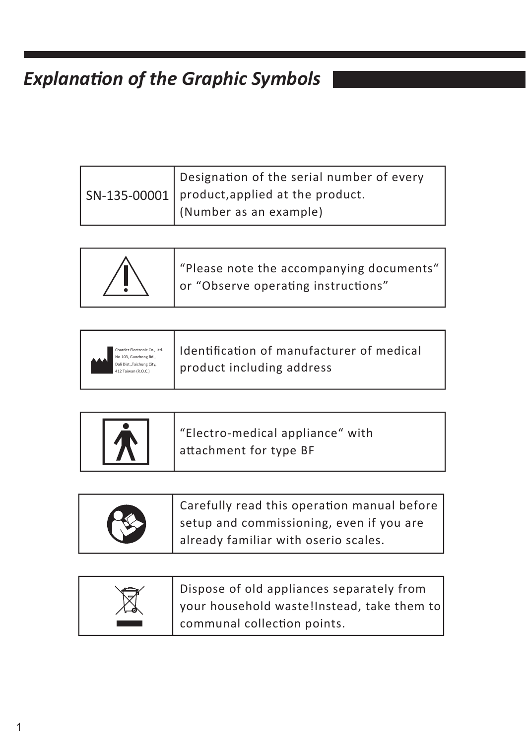# *Explanation of the Graphic Symbols*

| | |
|---|---|
| SN-135-00001 | Designation of the serial number of every product,applied at the product. (Number as an example) |
| | “Please note the accompanying documents“ or “Observe operating instructions” |
| Charder Electronic Co., Ltd. No.103, Guozhong Rd., Dali Dist.,Taichung City, 412 Taiwan (R.O.C.) | Identification of manufacturer of medical product including address |
| | “Electro-medical appliance“ with attachment for type BF |
| | Carefully read this operation manual before setup and commissioning, even if you are already familiar with oserio scales. |
| | Dispose of old appliances separately from your household waste!Instead, take them to communal collection points. |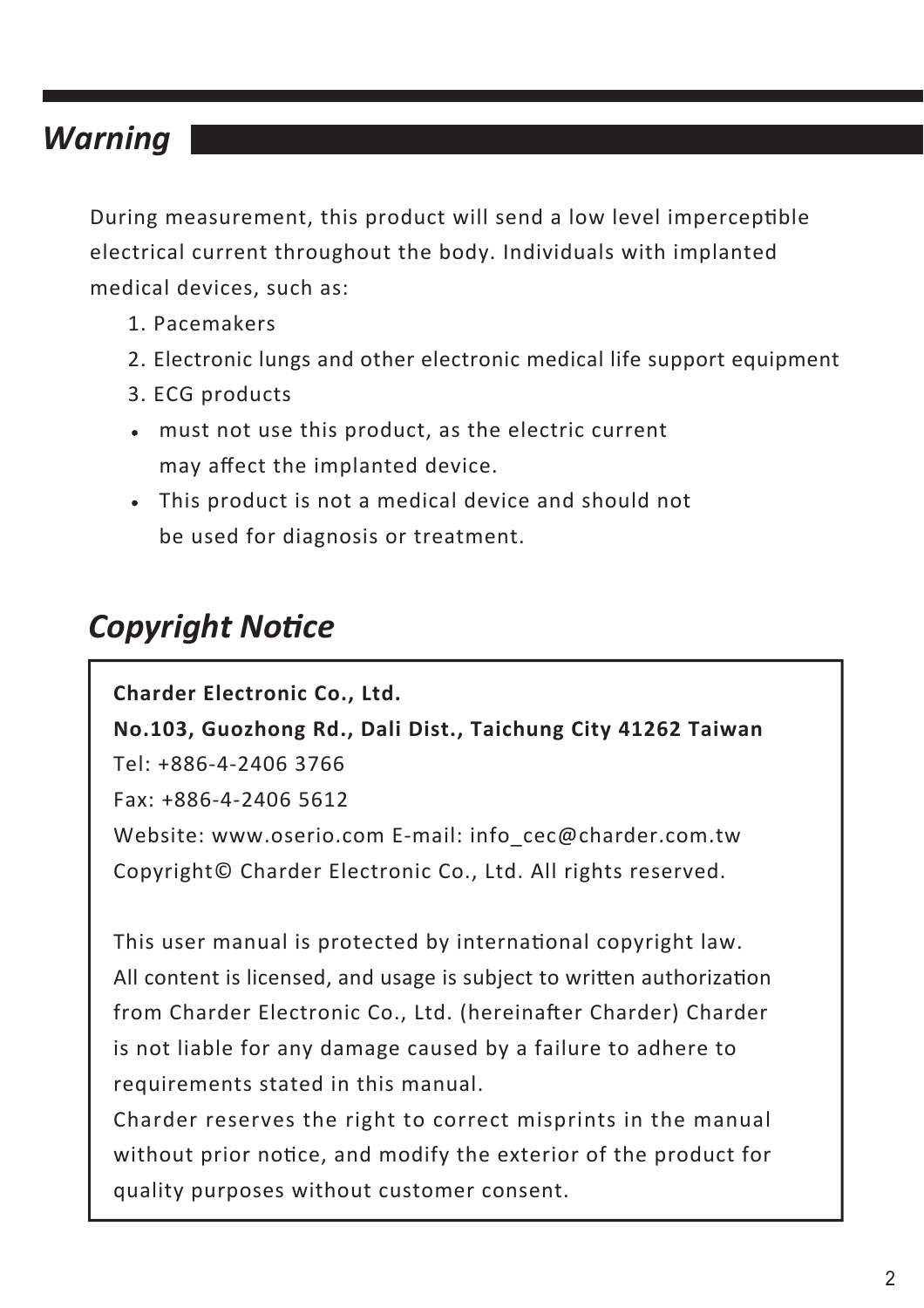## *Warning*

During measurement, this product will send a low level imperceptible electrical current throughout the body. Individuals with implanted medical devices, such as:

1. Pacemakers
2. Electronic lungs and other electronic medical life support equipment
3. ECG products

- must not use this product, as the electric current may affect the implanted device.
- This product is not a medical device and should not be used for diagnosis or treatment.

## *Copyright Notice*

**Charder Electronic Co., Ltd.**
**No.103, Guozhong Rd., Dali Dist., Taichung City 41262 Taiwan**
Tel: +886-4-2406 3766
Fax: +886-4-2406 5612
Website: www.oserio.com E-mail: info_cec@charder.com.tw
Copyright© Charder Electronic Co., Ltd. All rights reserved.

This user manual is protected by international copyright law. All content is licensed, and usage is subject to written authorization from Charder Electronic Co., Ltd. (hereinafter Charder) Charder is not liable for any damage caused by a failure to adhere to requirements stated in this manual.
Charder reserves the right to correct misprints in the manual without prior notice, and modify the exterior of the product for quality purposes without customer consent.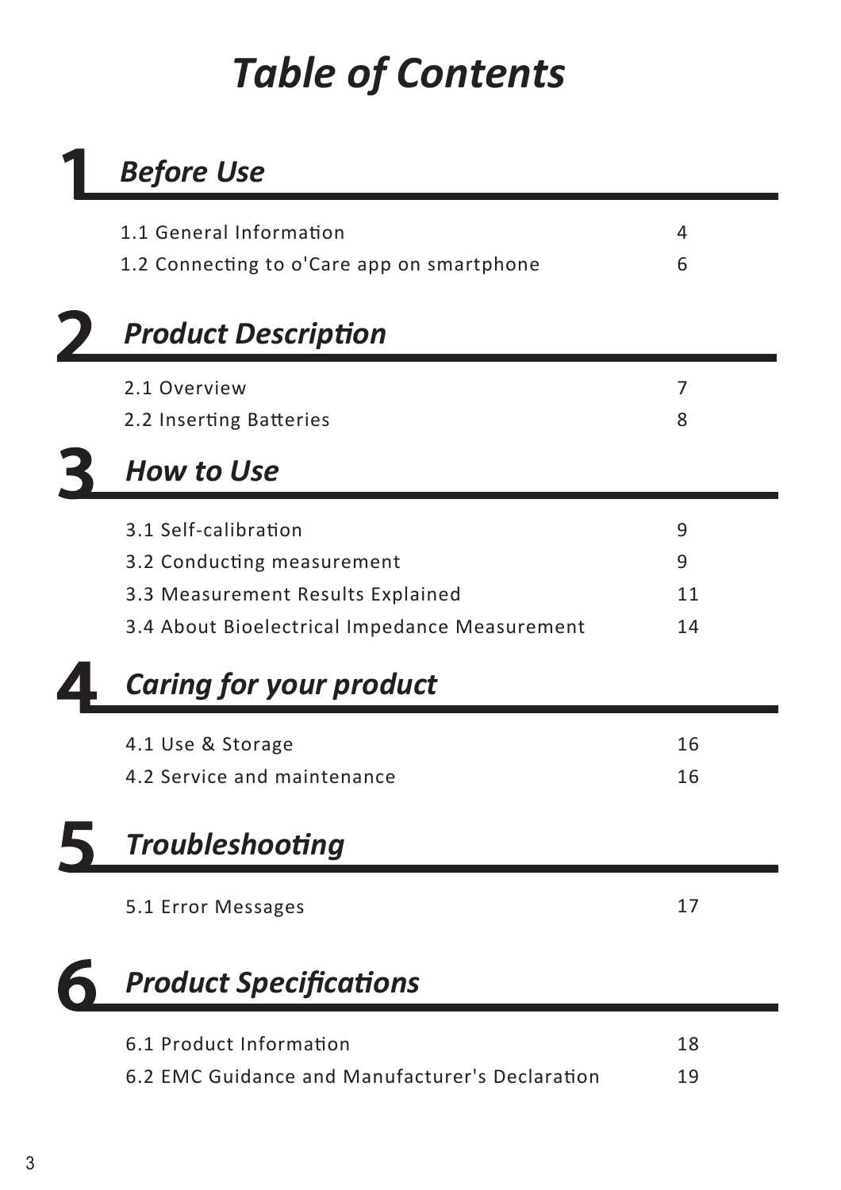# *Table of Contents*

## 1 *Before Use*

| | |
|---|---|
| 1.1 General Information | 4 |
| 1.2 Connecting to o'Care app on smartphone | 6 |

## 2 *Product Description*

| | |
|---|---|
| 2.1 Overview | 7 |
| 2.2 Inserting Batteries | 8 |

## 3 *How to Use*

| | |
|---|---|
| 3.1 Self-calibration | 9 |
| 3.2 Conducting measurement | 9 |
| 3.3 Measurement Results Explained | 11 |
| 3.4 About Bioelectrical Impedance Measurement | 14 |

## 4 *Caring for your product*

| | |
|---|---|
| 4.1 Use & Storage | 16 |
| 4.2 Service and maintenance | 16 |

## 5 *Troubleshooting*

| | |
|---|---|
| 5.1 Error Messages | 17 |

## 6 *Product Specifications*

| | |
|---|---|
| 6.1 Product Information | 18 |
| 6.2 EMC Guidance and Manufacturer's Declaration | 19 |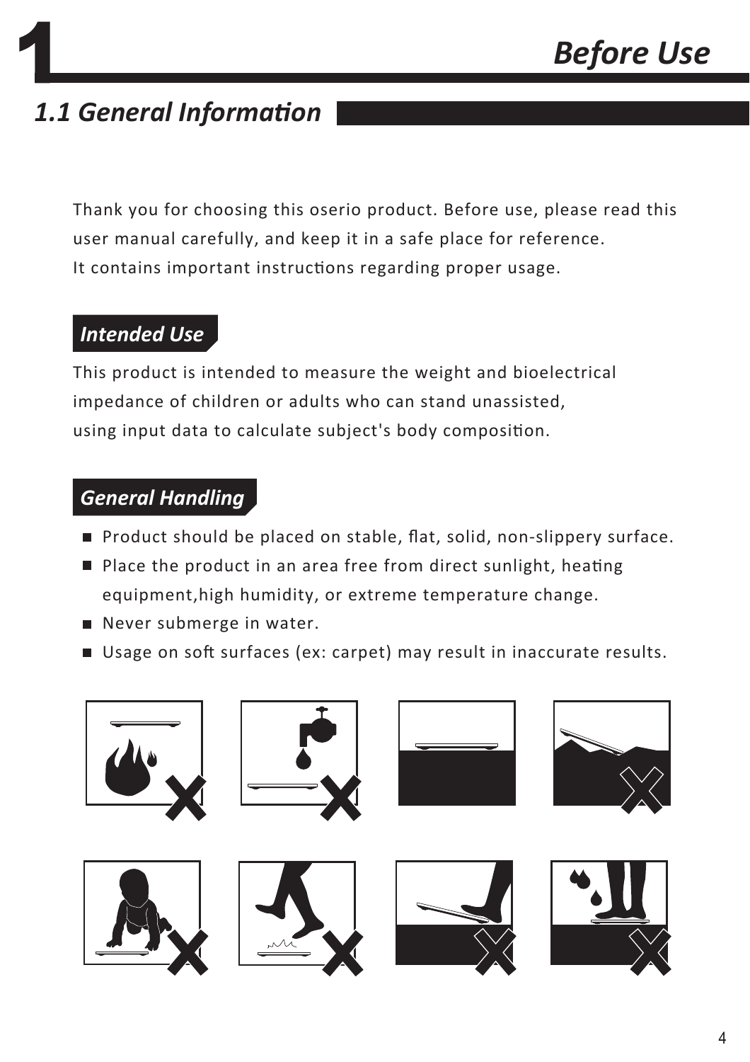# 1 Before Use

## 1.1 General Information

Thank you for choosing this oserio product. Before use, please read this user manual carefully, and keep it in a safe place for reference.
It contains important instructions regarding proper usage.

### Intended Use

This product is intended to measure the weight and bioelectrical impedance of children or adults who can stand unassisted, using input data to calculate subject's body composition.

### General Handling

- Product should be placed on stable, flat, solid, non-slippery surface.
- Place the product in an area free from direct sunlight, heating equipment,high humidity, or extreme temperature change.
- Never submerge in water.
- Usage on soft surfaces (ex: carpet) may result in inaccurate results.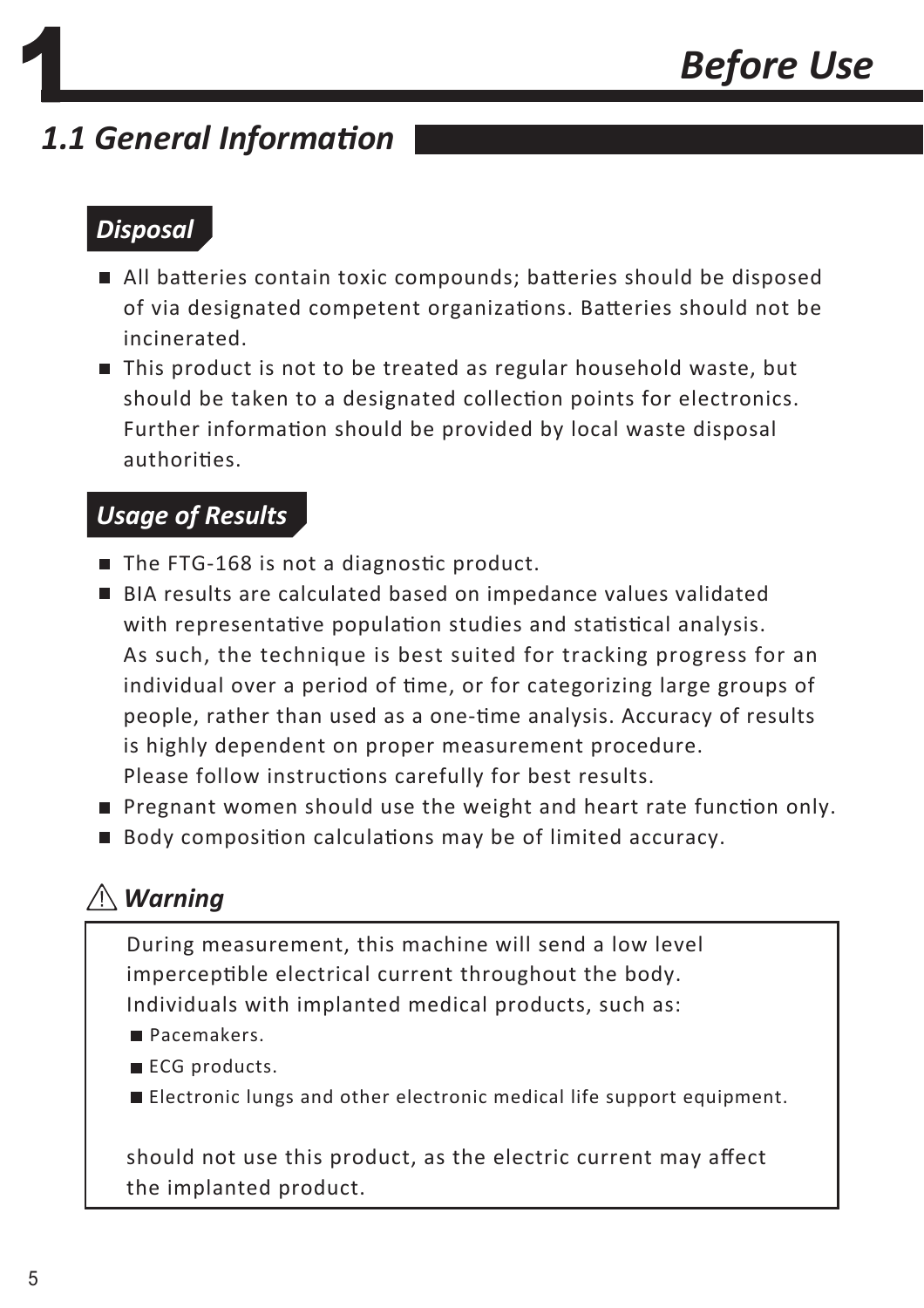# 1 Before Use

## 1.1 General Information

### *Disposal*

- All batteries contain toxic compounds; batteries should be disposed of via designated competent organizations. Batteries should not be incinerated.
- This product is not to be treated as regular household waste, but should be taken to a designated collection points for electronics. Further information should be provided by local waste disposal authorities.

### *Usage of Results*

- The FTG-168 is not a diagnostic product.
- BIA results are calculated based on impedance values validated with representative population studies and statistical analysis. As such, the technique is best suited for tracking progress for an individual over a period of time, or for categorizing large groups of people, rather than used as a one-time analysis. Accuracy of results is highly dependent on proper measurement procedure. Please follow instructions carefully for best results.
- Pregnant women should use the weight and heart rate function only.
- Body composition calculations may be of limited accuracy.

### ⚠ *Warning*

During measurement, this machine will send a low level imperceptible electrical current throughout the body. Individuals with implanted medical products, such as:

- Pacemakers.
- ECG products.
- Electronic lungs and other electronic medical life support equipment.

should not use this product, as the electric current may affect the implanted product.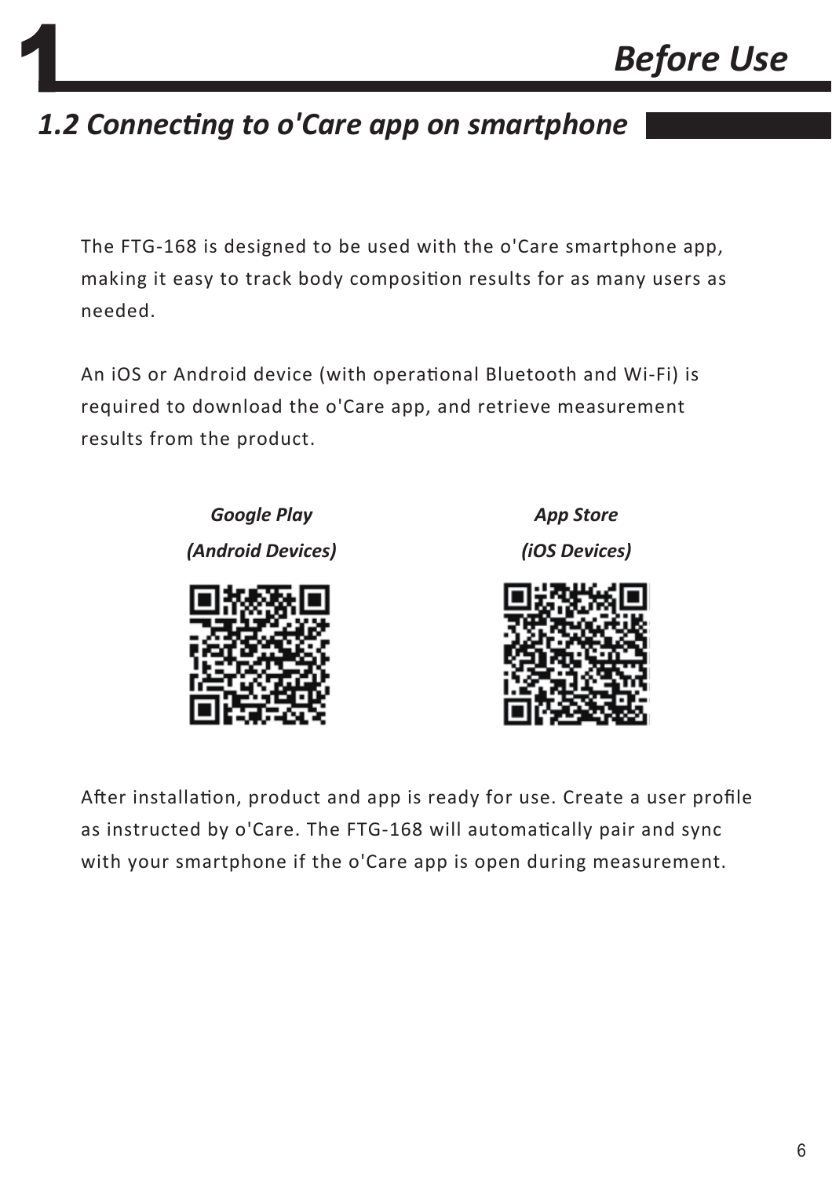# 1 Before Use

## 1.2 Connecting to o'Care app on smartphone

The FTG-168 is designed to be used with the o'Care smartphone app, making it easy to track body composition results for as many users as needed.

An iOS or Android device (with operational Bluetooth and Wi-Fi) is required to download the o'Care app, and retrieve measurement results from the product.

***Google Play***
***(Android Devices)***

***App Store***
***(iOS Devices)***

After installation, product and app is ready for use. Create a user profile as instructed by o'Care. The FTG-168 will automatically pair and sync with your smartphone if the o'Care app is open during measurement.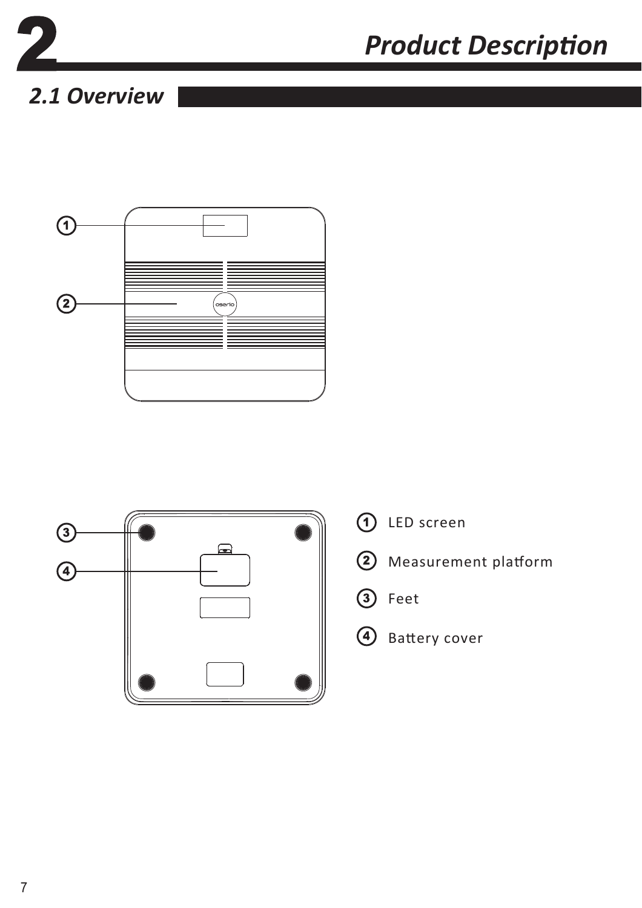# 2 Product Description

## 2.1 Overview

1. LED screen
2. Measurement platform
3. Feet
4. Battery cover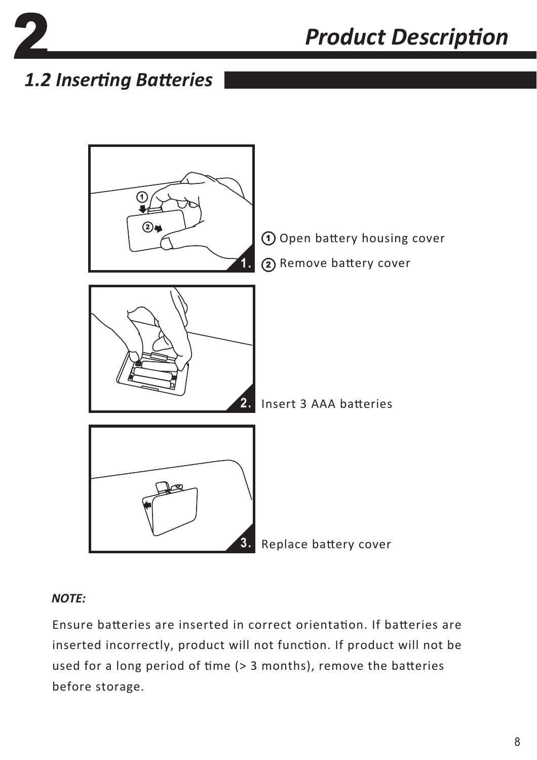# 2 Product Description

## 1.2 Inserting Batteries

1. ① Open battery housing cover
   ② Remove battery cover

2. Insert 3 AAA batteries

3. Replace battery cover

***NOTE:***

Ensure batteries are inserted in correct orientation. If batteries are inserted incorrectly, product will not function. If product will not be used for a long period of time (> 3 months), remove the batteries before storage.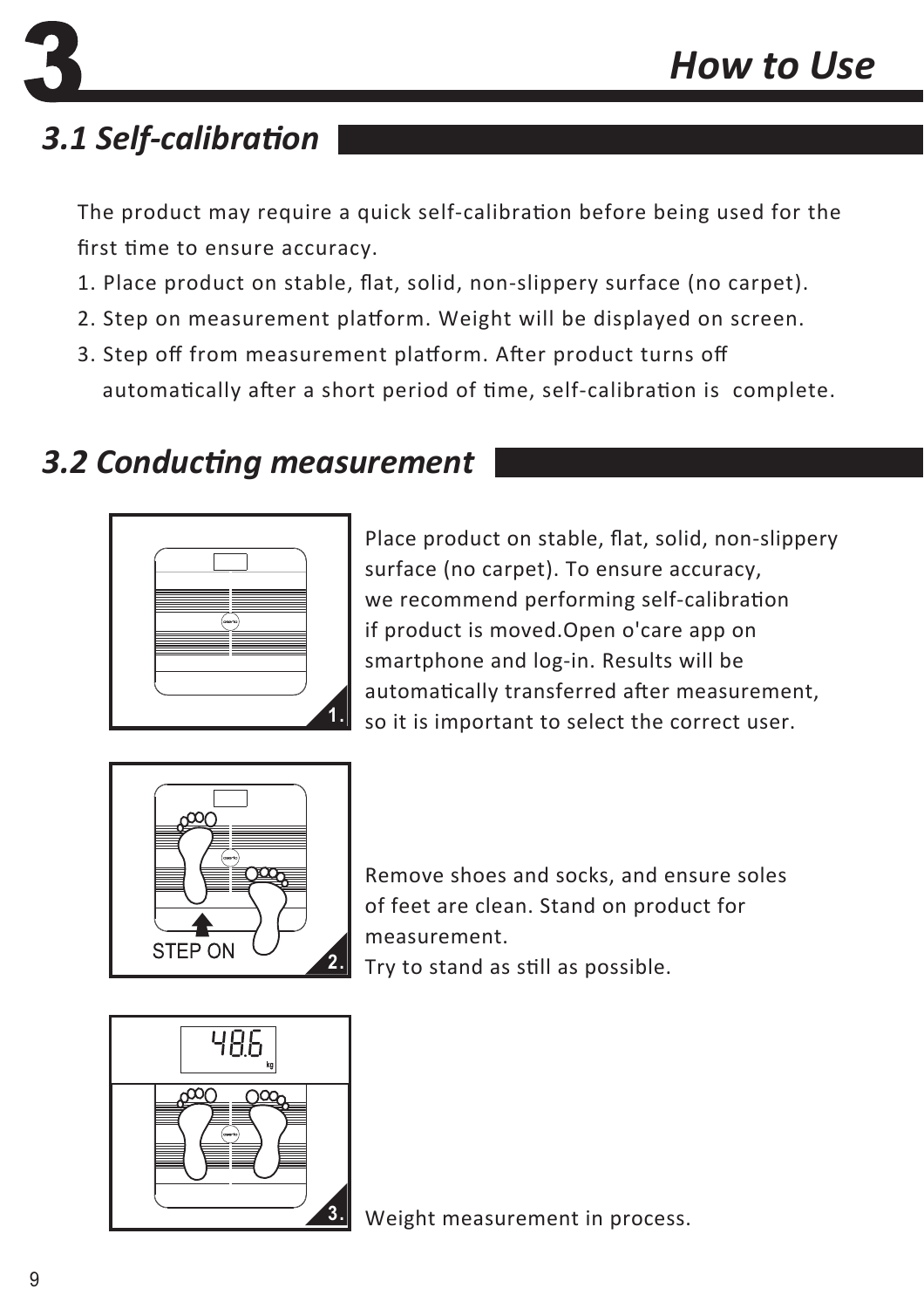# 3 How to Use

## 3.1 Self-calibration

The product may require a quick self-calibration before being used for the first time to ensure accuracy.

1. Place product on stable, flat, solid, non-slippery surface (no carpet).
2. Step on measurement platform. Weight will be displayed on screen.
3. Step off from measurement platform. After product turns off automatically after a short period of time, self-calibration is complete.

## 3.2 Conducting measurement

1. Place product on stable, flat, solid, non-slippery surface (no carpet). To ensure accuracy, we recommend performing self-calibration if product is moved.Open o'care app on smartphone and log-in. Results will be automatically transferred after measurement, so it is important to select the correct user.

2. STEP ON

   Remove shoes and socks, and ensure soles of feet are clean. Stand on product for measurement.
   Try to stand as still as possible.

3. 48.6 kg

   Weight measurement in process.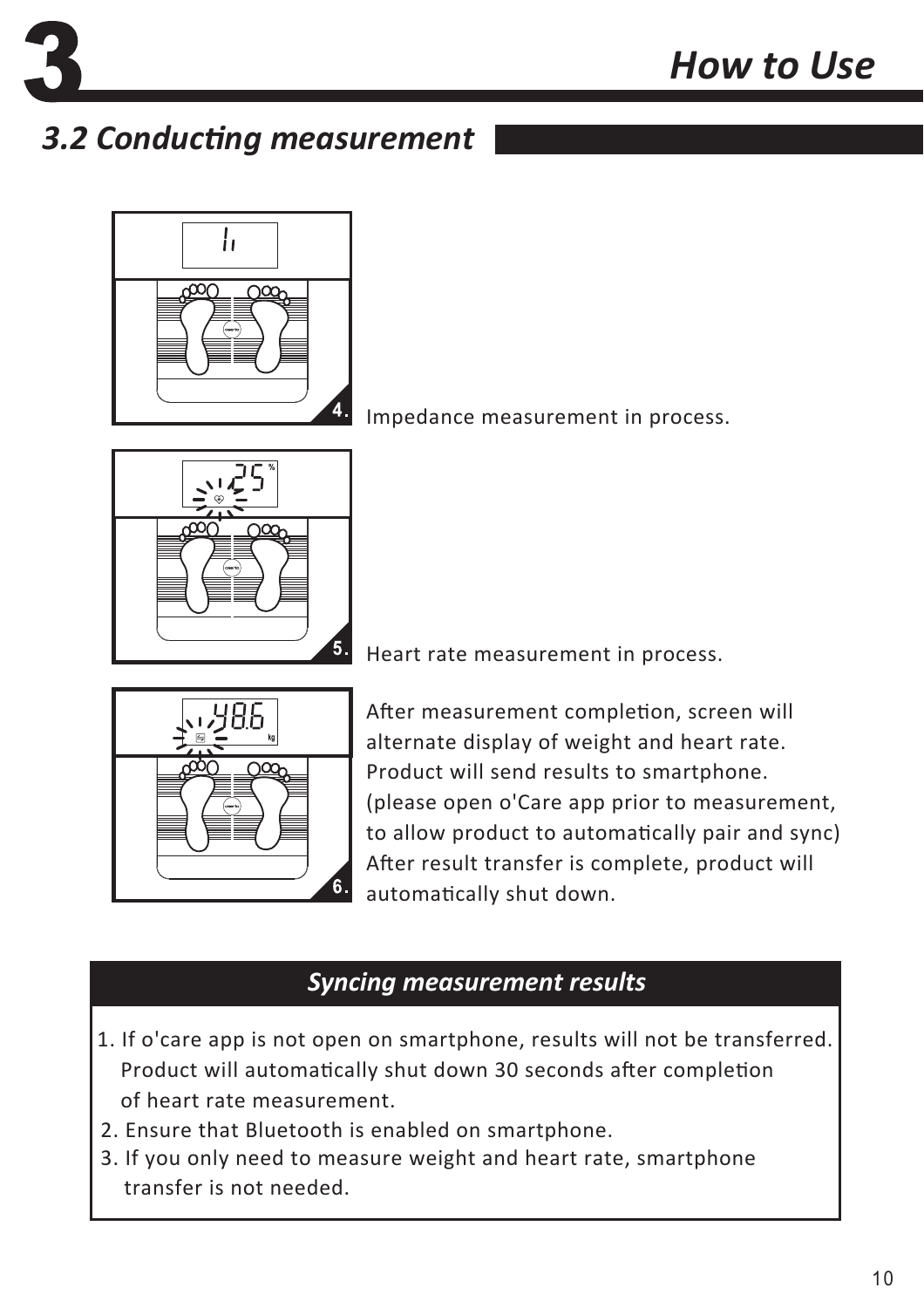# 3 How to Use

## 3.2 Conducting measurement

4. Impedance measurement in process.

5. Heart rate measurement in process.

6. After measurement completion, screen will alternate display of weight and heart rate. Product will send results to smartphone. (please open o'Care app prior to measurement, to allow product to automatically pair and sync) After result transfer is complete, product will automatically shut down.

### *Syncing measurement results*

1. If o'care app is not open on smartphone, results will not be transferred. Product will automatically shut down 30 seconds after completion of heart rate measurement.
2. Ensure that Bluetooth is enabled on smartphone.
3. If you only need to measure weight and heart rate, smartphone transfer is not needed.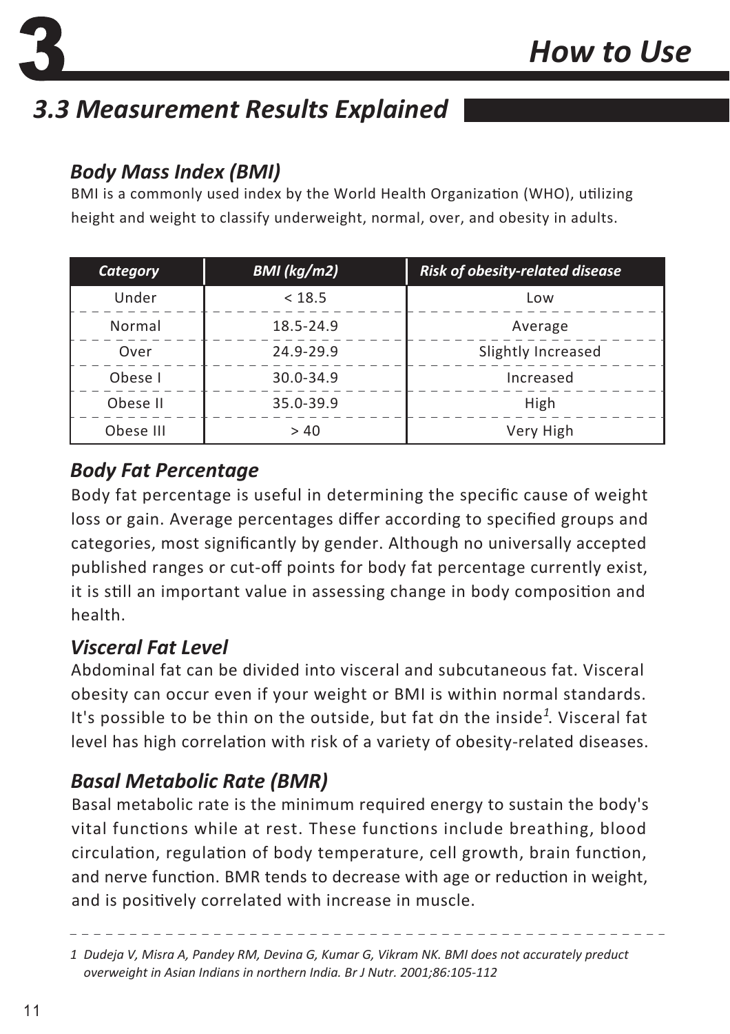# 3 How to Use

## 3.3 Measurement Results Explained

### Body Mass Index (BMI)

BMI is a commonly used index by the World Health Organization (WHO), utilizing height and weight to classify underweight, normal, over, and obesity in adults.

| Category | BMI (kg/m2) | Risk of obesity-related disease |
|---|---|---|
| Under | < 18.5 | Low |
| Normal | 18.5-24.9 | Average |
| Over | 24.9-29.9 | Slightly Increased |
| Obese I | 30.0-34.9 | Increased |
| Obese II | 35.0-39.9 | High |
| Obese III | > 40 | Very High |

### Body Fat Percentage

Body fat percentage is useful in determining the specific cause of weight loss or gain. Average percentages differ according to specified groups and categories, most significantly by gender. Although no universally accepted published ranges or cut-off points for body fat percentage currently exist, it is still an important value in assessing change in body composition and health.

### Visceral Fat Level

Abdominal fat can be divided into visceral and subcutaneous fat. Visceral obesity can occur even if your weight or BMI is within normal standards. It's possible to be thin on the outside, but fat on the inside[1]. Visceral fat level has high correlation with risk of a variety of obesity-related diseases.

### Basal Metabolic Rate (BMR)

Basal metabolic rate is the minimum required energy to sustain the body's vital functions while at rest. These functions include breathing, blood circulation, regulation of body temperature, cell growth, brain function, and nerve function. BMR tends to decrease with age or reduction in weight, and is positively correlated with increase in muscle.

---

*1 Dudeja V, Misra A, Pandey RM, Devina G, Kumar G, Vikram NK. BMI does not accurately product overweight in Asian Indians in northern India. Br J Nutr. 2001;86:105-112*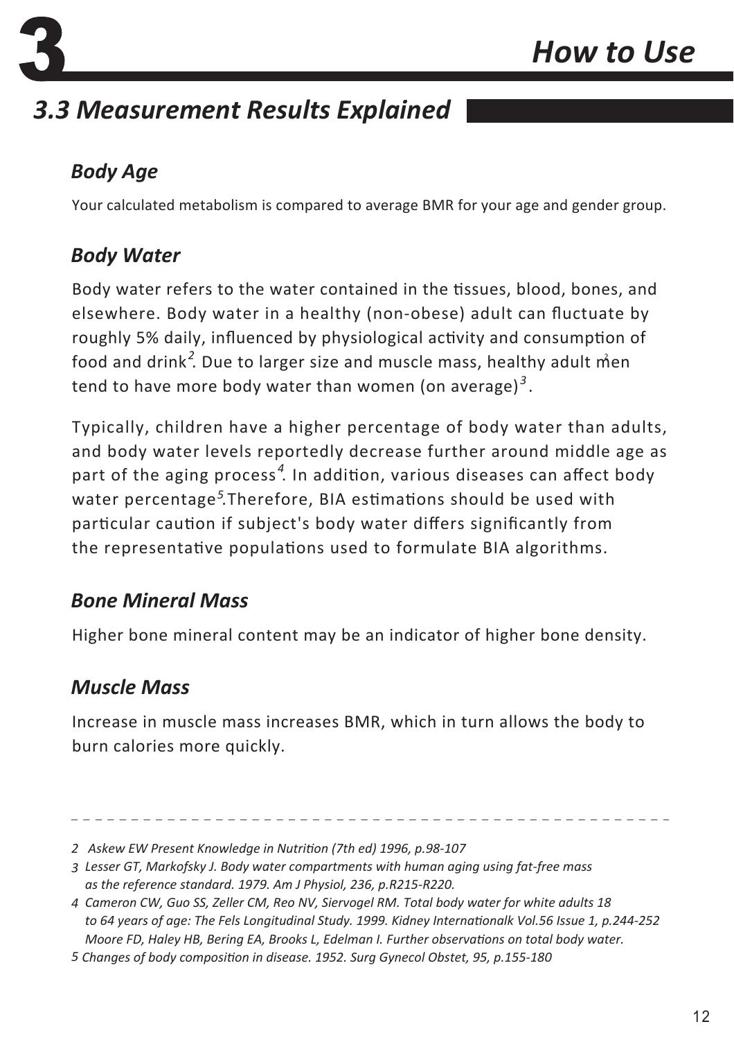## 3.3 Measurement Results Explained

### Body Age

Your calculated metabolism is compared to average BMR for your age and gender group.

### Body Water

Body water refers to the water contained in the tissues, blood, bones, and elsewhere. Body water in a healthy (non-obese) adult can fluctuate by roughly 5% daily, influenced by physiological activity and consumption of food and drink[2]. Due to larger size and muscle mass, healthy adult men tend to have more body water than women (on average)[3].

Typically, children have a higher percentage of body water than adults, and body water levels reportedly decrease further around middle age as part of the aging process[4]. In addition, various diseases can affect body water percentage[5].Therefore, BIA estimations should be used with particular caution if subject's body water differs significantly from the representative populations used to formulate BIA algorithms.

### Bone Mineral Mass

Higher bone mineral content may be an indicator of higher bone density.

### Muscle Mass

Increase in muscle mass increases BMR, which in turn allows the body to burn calories more quickly.

---

*2 Askew EW Present Knowledge in Nutrition (7th ed) 1996, p.98-107*

*3 Lesser GT, Markofsky J. Body water compartments with human aging using fat-free mass as the reference standard. 1979. Am J Physiol, 236, p.R215-R220.*

*4 Cameron CW, Guo SS, Zeller CM, Reo NV, Siervogel RM. Total body water for white adults 18 to 64 years of age: The Fels Longitudinal Study. 1999. Kidney Internationalk Vol.56 Issue 1, p.244-252*

*5 Moore FD, Haley HB, Bering EA, Brooks L, Edelman I. Further observations on total body water. Changes of body composition in disease. 1952. Surg Gynecol Obstet, 95, p.155-180*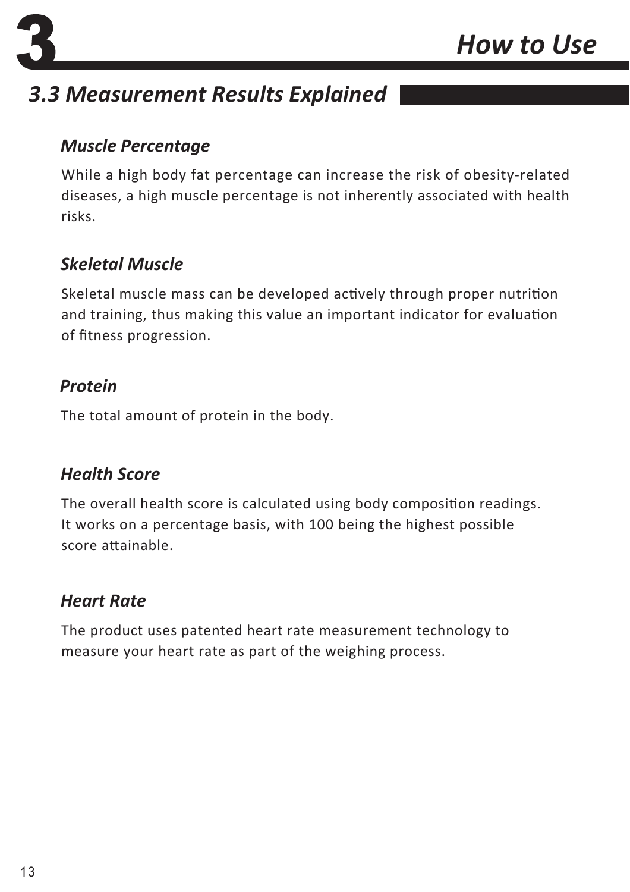## 3.3 Measurement Results Explained

### *Muscle Percentage*

While a high body fat percentage can increase the risk of obesity-related diseases, a high muscle percentage is not inherently associated with health risks.

### *Skeletal Muscle*

Skeletal muscle mass can be developed actively through proper nutrition and training, thus making this value an important indicator for evaluation of fitness progression.

### *Protein*

The total amount of protein in the body.

### *Health Score*

The overall health score is calculated using body composition readings. It works on a percentage basis, with 100 being the highest possible score attainable.

### *Heart Rate*

The product uses patented heart rate measurement technology to measure your heart rate as part of the weighing process.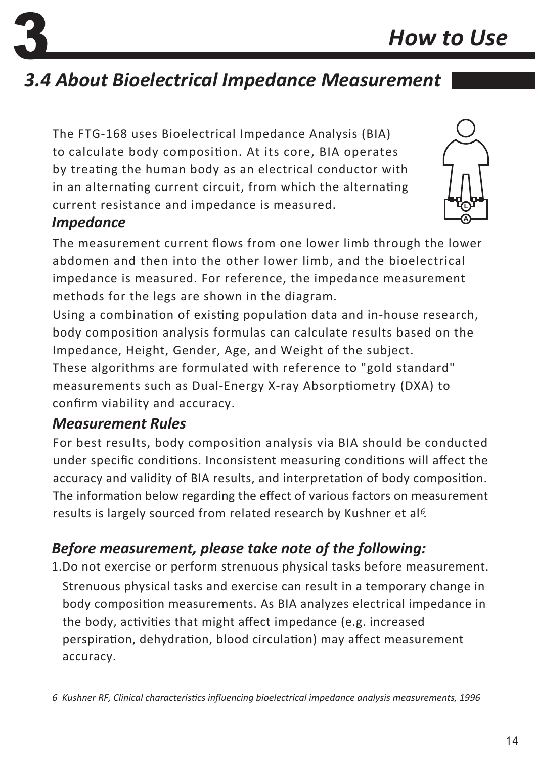## 3.4 About Bioelectrical Impedance Measurement

The FTG-168 uses Bioelectrical Impedance Analysis (BIA) to calculate body composition. At its core, BIA operates by treating the human body as an electrical conductor with in an alternating current circuit, from which the alternating current resistance and impedance is measured.

### *Impedance*

The measurement current flows from one lower limb through the lower abdomen and then into the other lower limb, and the bioelectrical impedance is measured. For reference, the impedance measurement methods for the legs are shown in the diagram.

Using a combination of existing population data and in-house research, body composition analysis formulas can calculate results based on the Impedance, Height, Gender, Age, and Weight of the subject.

These algorithms are formulated with reference to "gold standard" measurements such as Dual-Energy X-ray Absorptiometry (DXA) to confirm viability and accuracy.

### *Measurement Rules*

For best results, body composition analysis via BIA should be conducted under specific conditions. Inconsistent measuring conditions will affect the accuracy and validity of BIA results, and interpretation of body composition. The information below regarding the effect of various factors on measurement results is largely sourced from related research by Kushner et al[6].

### *Before measurement, please take note of the following:*

1. Do not exercise or perform strenuous physical tasks before measurement.
   Strenuous physical tasks and exercise can result in a temporary change in body composition measurements. As BIA analyzes electrical impedance in the body, activities that might affect impedance (e.g. increased perspiration, dehydration, blood circulation) may affect measurement accuracy.

---

*6 Kushner RF, Clinical characteristics influencing bioelectrical impedance analysis measurements, 1996*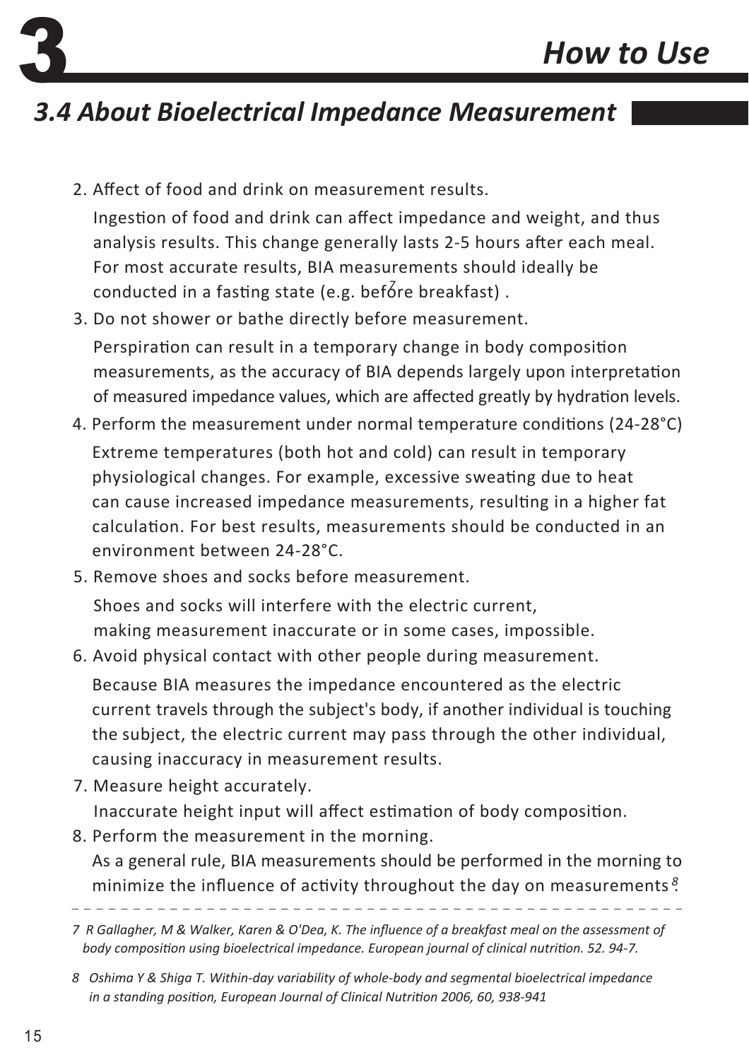## 3.4 About Bioelectrical Impedance Measurement

2. Affect of food and drink on measurement results.

   Ingestion of food and drink can affect impedance and weight, and thus analysis results. This change generally lasts 2-5 hours after each meal. For most accurate results, BIA measurements should ideally be conducted in a fasting state (e.g. before breakfast)[7].

3. Do not shower or bathe directly before measurement.

   Perspiration can result in a temporary change in body composition measurements, as the accuracy of BIA depends largely upon interpretation of measured impedance values, which are affected greatly by hydration levels.

4. Perform the measurement under normal temperature conditions (24-28°C)

   Extreme temperatures (both hot and cold) can result in temporary physiological changes. For example, excessive sweating due to heat can cause increased impedance measurements, resulting in a higher fat calculation. For best results, measurements should be conducted in an environment between 24-28°C.

5. Remove shoes and socks before measurement.

   Shoes and socks will interfere with the electric current, making measurement inaccurate or in some cases, impossible.

6. Avoid physical contact with other people during measurement.

   Because BIA measures the impedance encountered as the electric current travels through the subject's body, if another individual is touching the subject, the electric current may pass through the other individual, causing inaccuracy in measurement results.

7. Measure height accurately.

   Inaccurate height input will affect estimation of body composition.

8. Perform the measurement in the morning.

   As a general rule, BIA measurements should be performed in the morning to minimize the influence of activity throughout the day on measurements[8].

---

*7 R Gallagher, M & Walker, Karen & O'Dea, K. The influence of a breakfast meal on the assessment of body composition using bioelectrical impedance. European journal of clinical nutrition. 52. 94-7.*

*8 Oshima Y & Shiga T. Within-day variability of whole-body and segmental bioelectrical impedance in a standing position, European Journal of Clinical Nutrition 2006, 60, 938-941*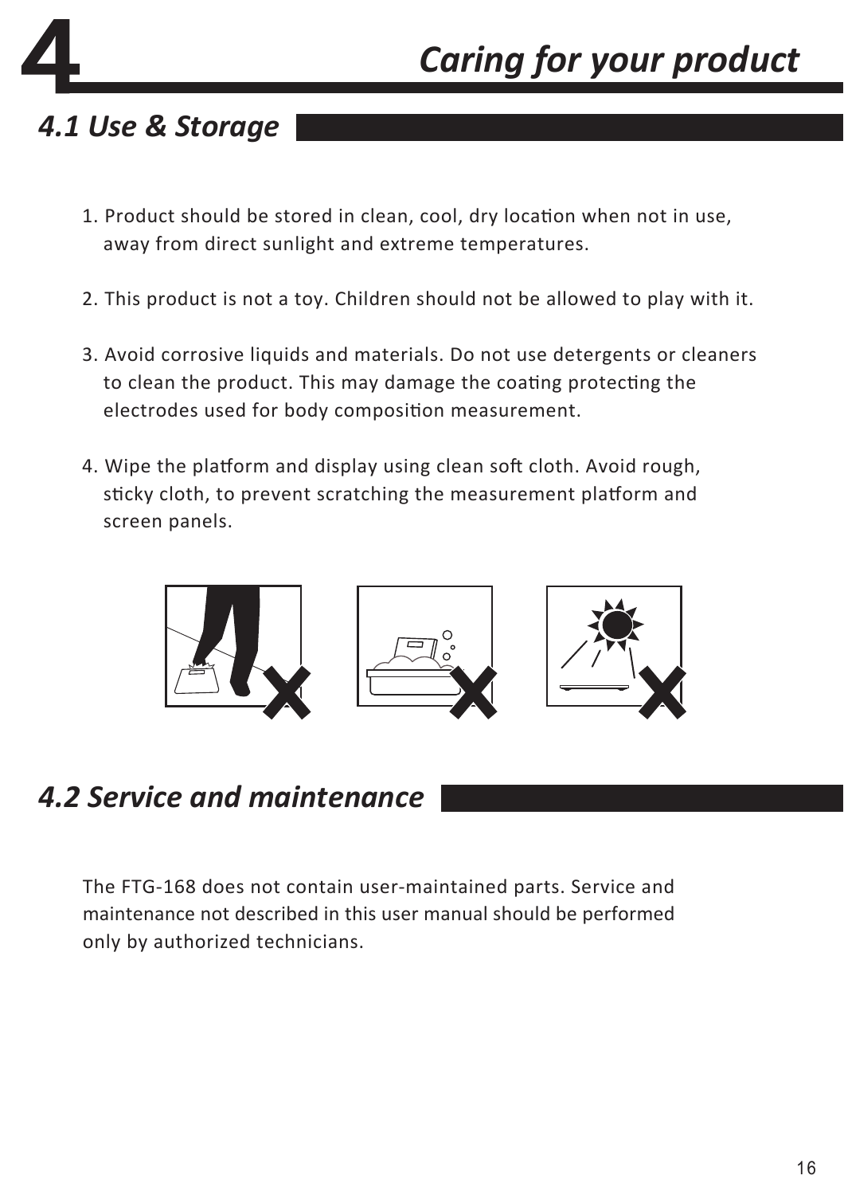# 4 Caring for your product

## 4.1 Use & Storage

1. Product should be stored in clean, cool, dry location when not in use, away from direct sunlight and extreme temperatures.

2. This product is not a toy. Children should not be allowed to play with it.

3. Avoid corrosive liquids and materials. Do not use detergents or cleaners to clean the product. This may damage the coating protecting the electrodes used for body composition measurement.

4. Wipe the platform and display using clean soft cloth. Avoid rough, sticky cloth, to prevent scratching the measurement platform and screen panels.

## 4.2 Service and maintenance

The FTG-168 does not contain user-maintained parts. Service and maintenance not described in this user manual should be performed only by authorized technicians.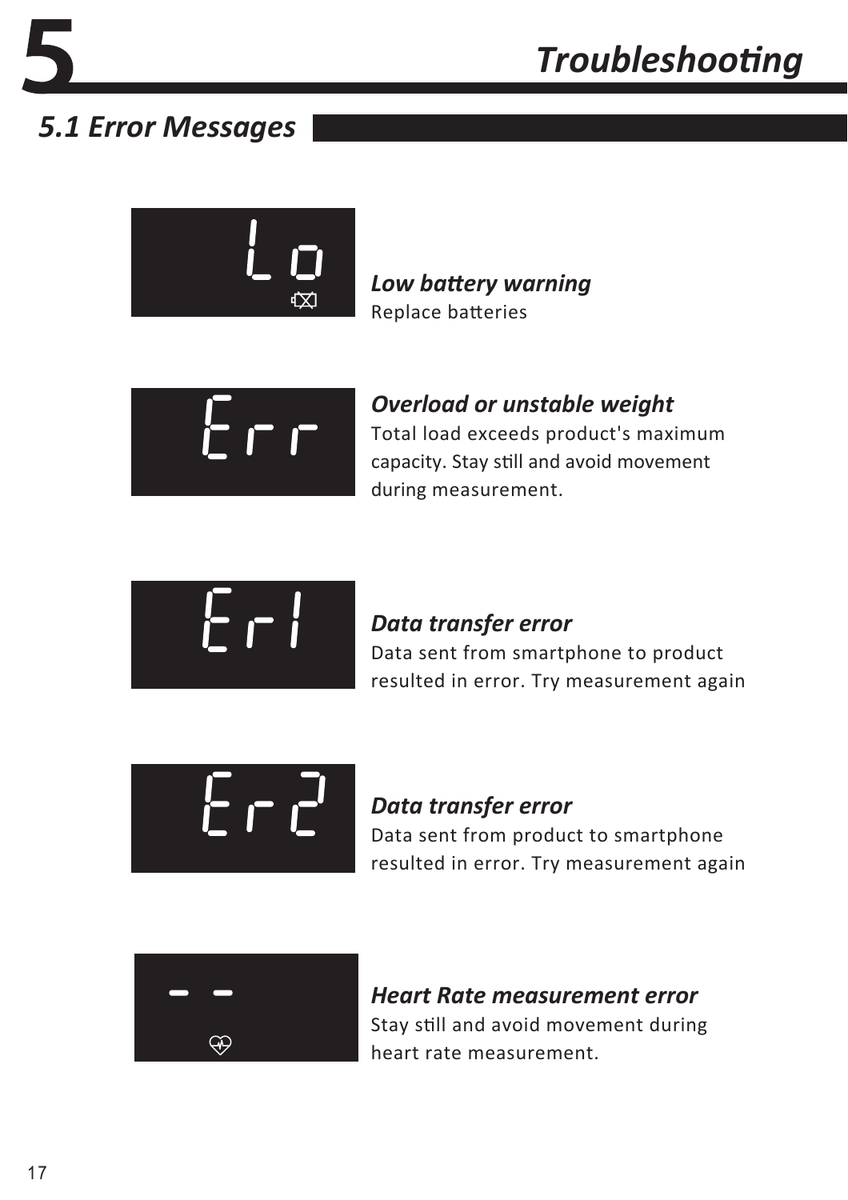# 5 Troubleshooting

## 5.1 Error Messages

| Display | Description |
| --- | --- |
| Lo | ***Low battery warning*** Replace batteries |
| Err | ***Overload or unstable weight*** Total load exceeds product's maximum capacity. Stay still and avoid movement during measurement. |
| Er1 | ***Data transfer error*** Data sent from smartphone to product resulted in error. Try measurement again |
| Er2 | ***Data transfer error*** Data sent from product to smartphone resulted in error. Try measurement again |
| - - | ***Heart Rate measurement error*** Stay still and avoid movement during heart rate measurement. |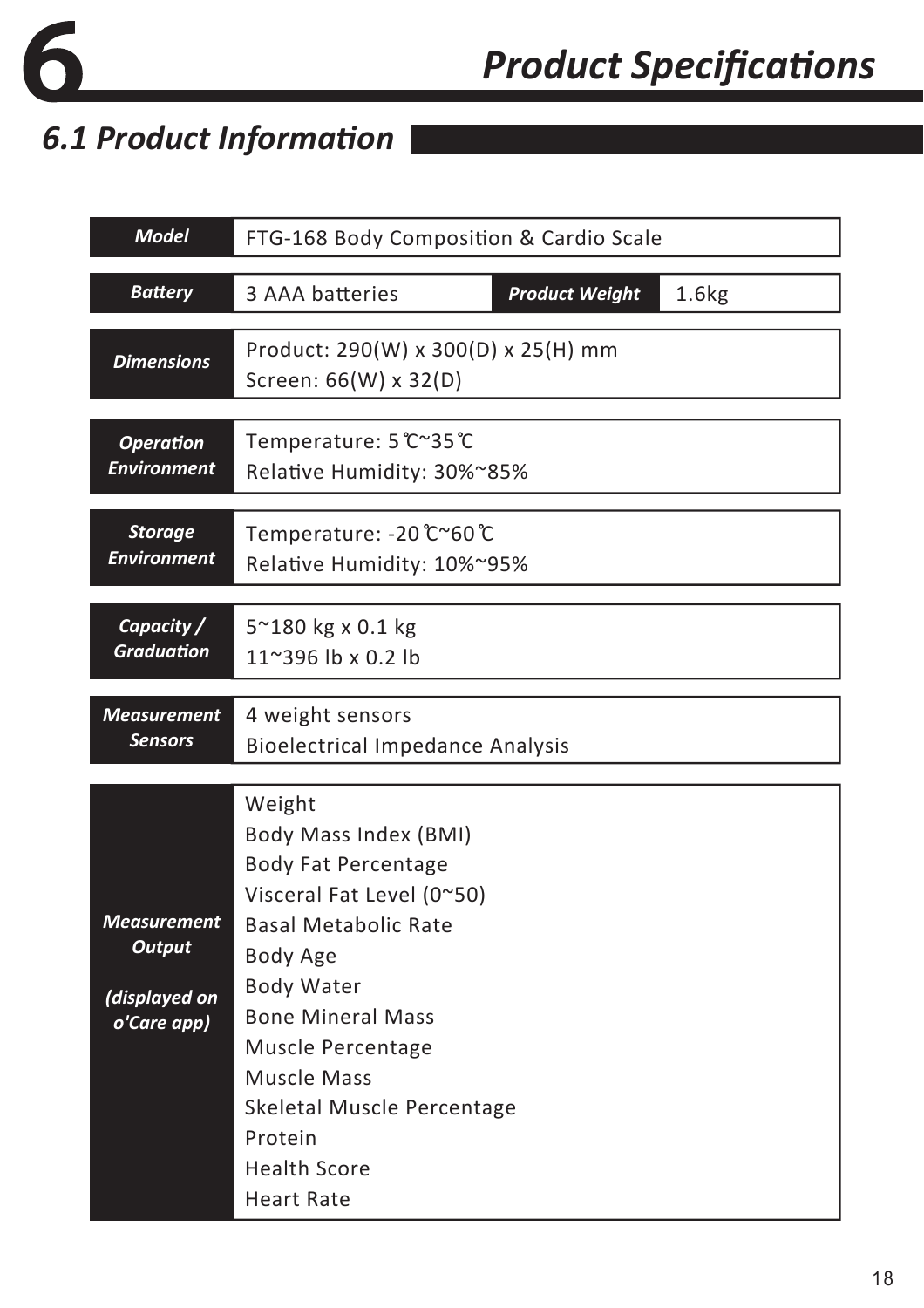# 6 Product Specifications

## 6.1 Product Information

| | | | |
|---|---|---|---|
| ***Model*** | FTG-168 Body Composition & Cardio Scale | | |
| ***Battery*** | 3 AAA batteries | ***Product Weight*** | 1.6kg |
| ***Dimensions*** | Product: 290(W) x 300(D) x 25(H) mm<br>Screen: 66(W) x 32(D) | | |
| ***Operation Environment*** | Temperature: 5℃~35℃<br>Relative Humidity: 30%~85% | | |
| ***Storage Environment*** | Temperature: -20℃~60℃<br>Relative Humidity: 10%~95% | | |
| ***Capacity / Graduation*** | 5~180 kg x 0.1 kg<br>11~396 lb x 0.2 lb | | |
| ***Measurement Sensors*** | 4 weight sensors<br>Bioelectrical Impedance Analysis | | |
| ***Measurement Output (displayed on o'Care app)*** | Weight<br>Body Mass Index (BMI)<br>Body Fat Percentage<br>Visceral Fat Level (0~50)<br>Basal Metabolic Rate<br>Body Age<br>Body Water<br>Bone Mineral Mass<br>Muscle Percentage<br>Muscle Mass<br>Skeletal Muscle Percentage<br>Protein<br>Health Score<br>Heart Rate | | |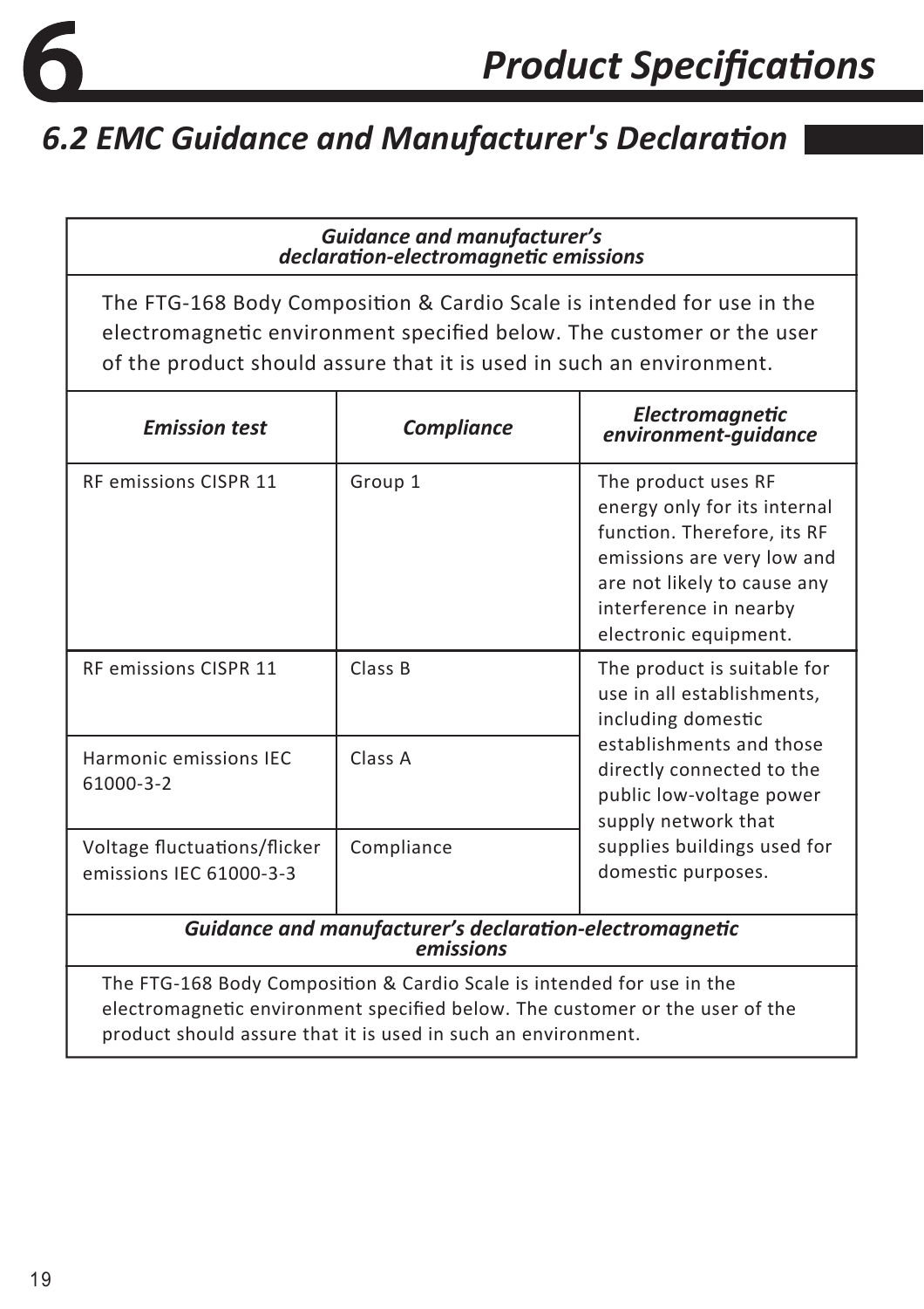# 6 Product Specifications

## 6.2 EMC Guidance and Manufacturer's Declaration

| ***Guidance and manufacturer's declaration-electromagnetic emissions*** | | |
|---|---|---|
| The FTG-168 Body Composition & Cardio Scale is intended for use in the electromagnetic environment specified below. The customer or the user of the product should assure that it is used in such an environment. | | |
| ***Emission test*** | ***Compliance*** | ***Electromagnetic environment-guidance*** |
| RF emissions CISPR 11 | Group 1 | The product uses RF energy only for its internal function. Therefore, its RF emissions are very low and are not likely to cause any interference in nearby electronic equipment. |
| RF emissions CISPR 11 | Class B | The product is suitable for use in all establishments, including domestic establishments and those directly connected to the public low-voltage power supply network that supplies buildings used for domestic purposes. |
| Harmonic emissions IEC 61000-3-2 | Class A | |
| Voltage fluctuations/flicker emissions IEC 61000-3-3 | Compliance | |

| ***Guidance and manufacturer's declaration-electromagnetic emissions*** |
|---|
| The FTG-168 Body Composition & Cardio Scale is intended for use in the electromagnetic environment specified below. The customer or the user of the product should assure that it is used in such an environment. |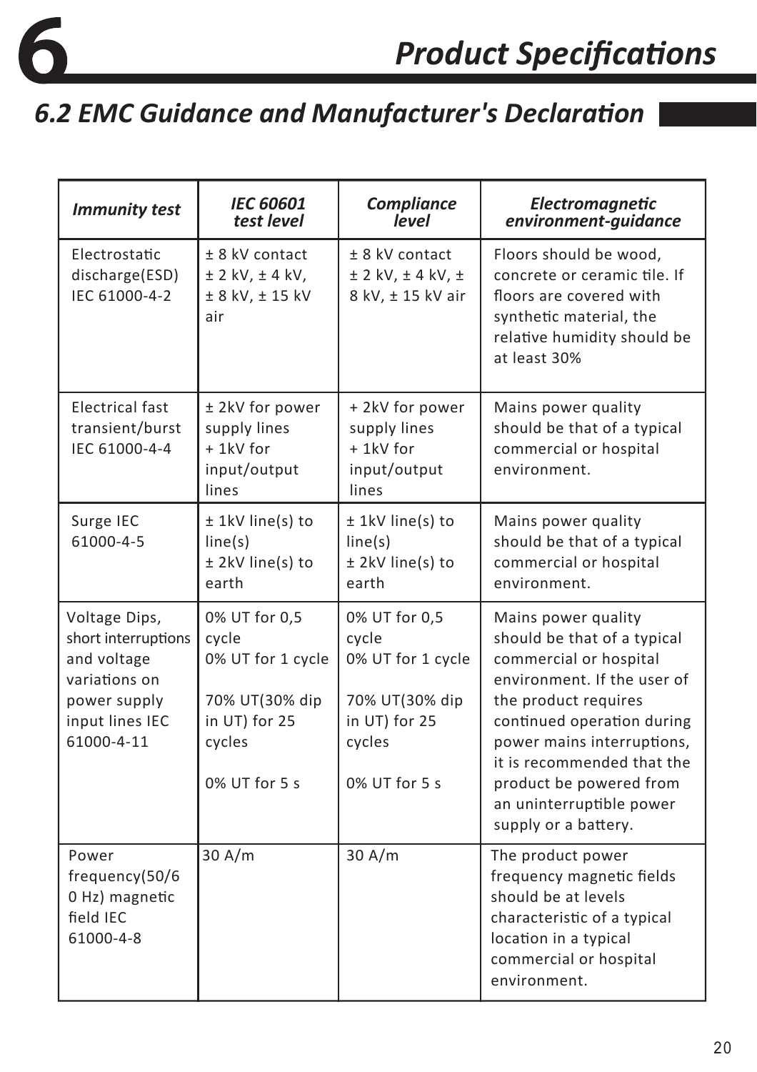# 6 Product Specifications

## 6.2 EMC Guidance and Manufacturer's Declaration

| *Immunity test* | *IEC 60601 test level* | *Compliance level* | *Electromagnetic environment-guidance* |
|---|---|---|---|
| Electrostatic discharge(ESD) IEC 61000-4-2 | ± 8 kV contact<br>± 2 kV, ± 4 kV, ± 8 kV, ± 15 kV air | ± 8 kV contact<br>± 2 kV, ± 4 kV, ± 8 kV, ± 15 kV air | Floors should be wood, concrete or ceramic tile. If floors are covered with synthetic material, the relative humidity should be at least 30% |
| Electrical fast transient/burst IEC 61000-4-4 | ± 2kV for power supply lines<br>+ 1kV for input/output lines | + 2kV for power supply lines<br>+ 1kV for input/output lines | Mains power quality should be that of a typical commercial or hospital environment. |
| Surge IEC 61000-4-5 | ± 1kV line(s) to line(s)<br>± 2kV line(s) to earth | ± 1kV line(s) to line(s)<br>± 2kV line(s) to earth | Mains power quality should be that of a typical commercial or hospital environment. |
| Voltage Dips, short interruptions and voltage variations on power supply input lines IEC 61000-4-11 | 0% UT for 0,5 cycle<br>0% UT for 1 cycle<br><br>70% UT(30% dip in UT) for 25 cycles<br><br>0% UT for 5 s | 0% UT for 0,5 cycle<br>0% UT for 1 cycle<br><br>70% UT(30% dip in UT) for 25 cycles<br><br>0% UT for 5 s | Mains power quality should be that of a typical commercial or hospital environment. If the user of the product requires continued operation during power mains interruptions, it is recommended that the product be powered from an uninterruptible power supply or a battery. |
| Power frequency(50/60 Hz) magnetic field IEC 61000-4-8 | 30 A/m | 30 A/m | The product power frequency magnetic fields should be at levels characteristic of a typical location in a typical commercial or hospital environment. |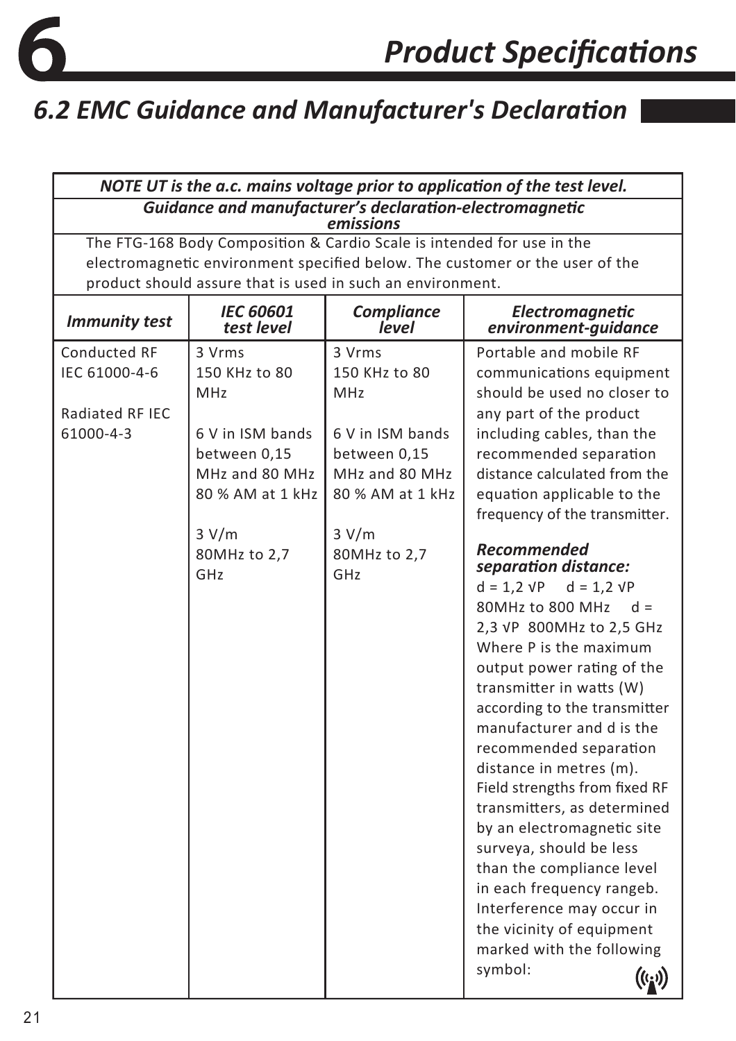# 6 Product Specifications

## 6.2 EMC Guidance and Manufacturer's Declaration

| *NOTE UT is the a.c. mains voltage prior to application of the test level.* | | | |
|---|---|---|---|
| ***Guidance and manufacturer's declaration-electromagnetic emissions*** | | | |
| The FTG-168 Body Composition & Cardio Scale is intended for use in the electromagnetic environment specified below. The customer or the user of the product should assure that is used in such an environment. | | | |
| ***Immunity test*** | ***IEC 60601 test level*** | ***Compliance level*** | ***Electromagnetic environment-guidance*** |
| Conducted RF IEC 61000-4-6<br><br>Radiated RF IEC 61000-4-3 | 3 Vrms<br>150 KHz to 80 MHz<br><br>6 V in ISM bands between 0,15 MHz and 80 MHz 80 % AM at 1 kHz<br><br>3 V/m<br>80MHz to 2,7 GHz | 3 Vrms<br>150 KHz to 80 MHz<br><br>6 V in ISM bands between 0,15 MHz and 80 MHz 80 % AM at 1 kHz<br><br>3 V/m<br>80MHz to 2,7 GHz | Portable and mobile RF communications equipment should be used no closer to any part of the product including cables, than the recommended separation distance calculated from the equation applicable to the frequency of the transmitter.<br><br>***Recommended separation distance:***<br>d = 1,2 √P d = 1,2 √P 80MHz to 800 MHz d = 2,3 √P 800MHz to 2,5 GHz Where P is the maximum output power rating of the transmitter in watts (W) according to the transmitter manufacturer and d is the recommended separation distance in metres (m). Field strengths from fixed RF transmitters, as determined by an electromagnetic site surveya, should be less than the compliance level in each frequency rangeb. Interference may occur in the vicinity of equipment marked with the following symbol: |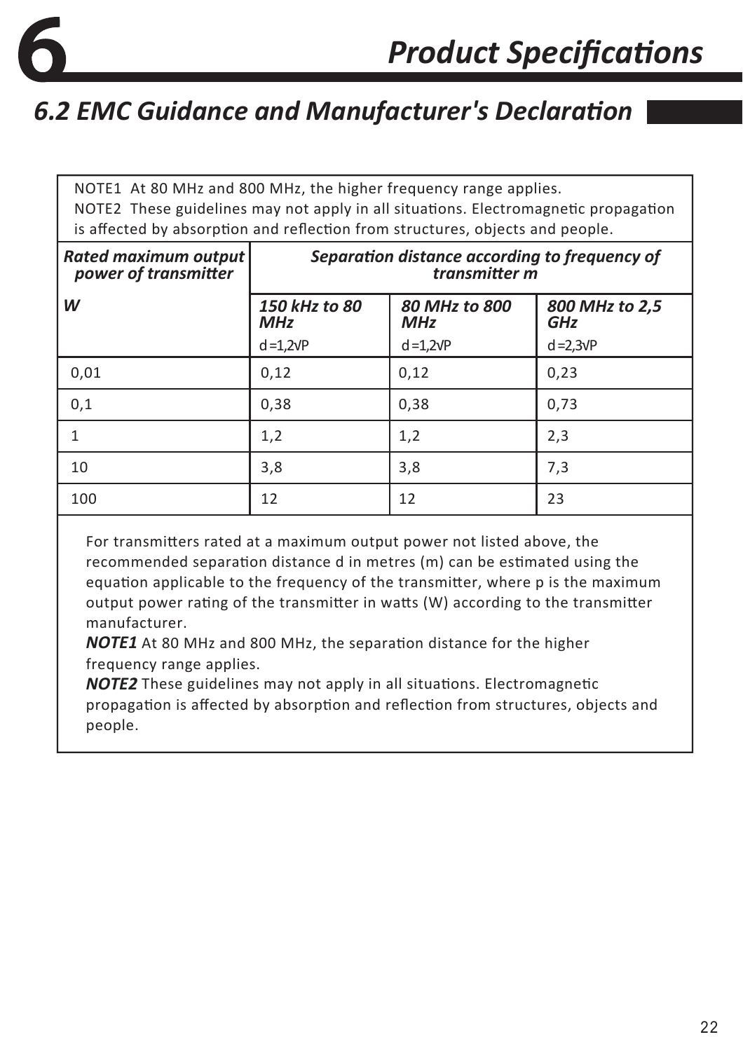# 6 Product Specifications

## 6.2 EMC Guidance and Manufacturer's Declaration

NOTE1 At 80 MHz and 800 MHz, the higher frequency range applies.
NOTE2 These guidelines may not apply in all situations. Electromagnetic propagation is affected by absorption and reflection from structures, objects and people.

| ***Rated maximum output power of transmitter*** | ***Separation distance according to frequency of transmitter m*** | | |
|---|---|---|---|
| ***W*** | ***150 kHz to 80 MHz*** $d = 1{,}2\sqrt{P}$ | ***80 MHz to 800 MHz*** $d = 1{,}2\sqrt{P}$ | ***800 MHz to 2,5 GHz*** $d = 2{,}3\sqrt{P}$ |
| 0,01 | 0,12 | 0,12 | 0,23 |
| 0,1 | 0,38 | 0,38 | 0,73 |
| 1 | 1,2 | 1,2 | 2,3 |
| 10 | 3,8 | 3,8 | 7,3 |
| 100 | 12 | 12 | 23 |

For transmitters rated at a maximum output power not listed above, the recommended separation distance d in metres (m) can be estimated using the equation applicable to the frequency of the transmitter, where p is the maximum output power rating of the transmitter in watts (W) according to the transmitter manufacturer.

***NOTE1*** At 80 MHz and 800 MHz, the separation distance for the higher frequency range applies.

***NOTE2*** These guidelines may not apply in all situations. Electromagnetic propagation is affected by absorption and reflection from structures, objects and people.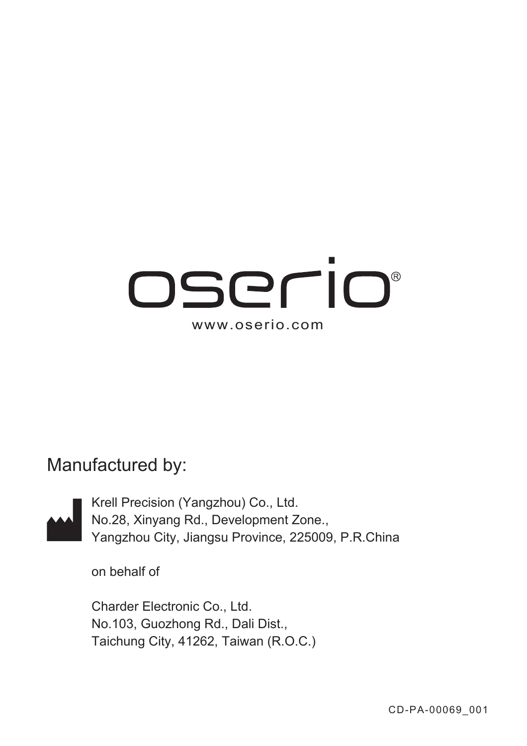oserio®

www.oserio.com

Manufactured by:

Krell Precision (Yangzhou) Co., Ltd.
No.28, Xinyang Rd., Development Zone.,
Yangzhou City, Jiangsu Province, 225009, P.R.China

on behalf of

Charder Electronic Co., Ltd.
No.103, Guozhong Rd., Dali Dist.,
Taichung City, 41262, Taiwan (R.O.C.)

CD-PA-00069_001